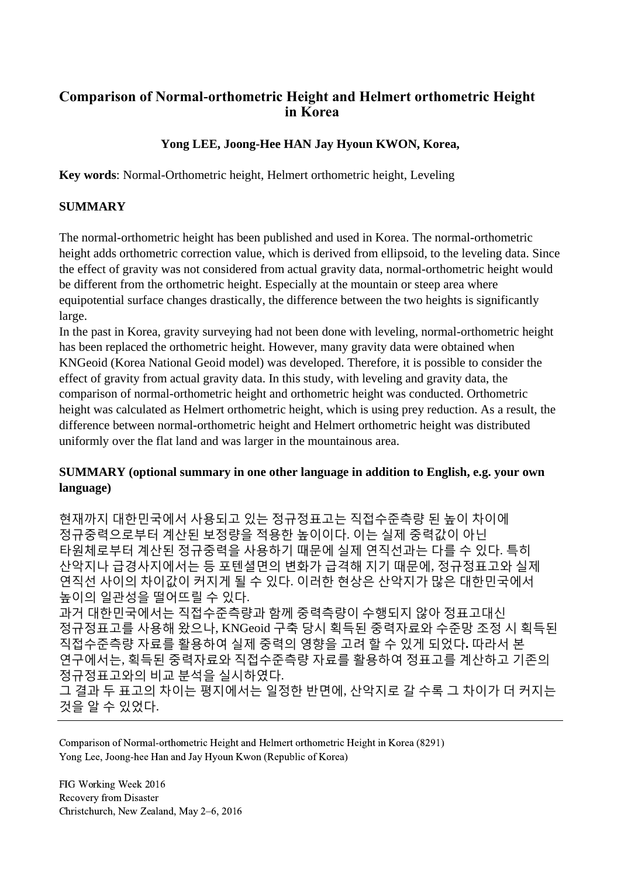# Comparison of Normal-orthometric Height and Helmert orthometric Height in Korea

**Yong LEE, Joong-Hee HAN Jay Hyoun KWON, Korea,**

**Key words**: Normal-Orthometric height, Helmert orthometric height, Leveling

## SUMMARY

The normal-orthometric height has been published and used in Korea. The normal-orthometric height adds orthometric correction value, which is derived from ellipsoid, to the leveling data. Since the effect of gravity was not considered from actual gravity data, normal-orthometric height would be different from the orthometric height. Especially at the mountain or steep area where equipotential surface changes drastically, the difference between the two heights is significantly large.

In the past in Korea, gravity surveying had not been done with leveling, normal-orthometric height has been replaced the orthometric height. However, many gravity data were obtained when KNGeoid (Korea National Geoid model) was developed. Therefore, it is possible to consider the effect of gravity from actual gravity data. In this study, with leveling and gravity data, the comparison of normal-orthometric height and orthometric height was conducted. Orthometric height was calculated as Helmert orthometric height, which is using prey reduction. As a result, the difference between normal-orthometric height and Helmert orthometric height was distributed uniformly over the flat land and was larger in the mountainous area.

## SUMMARY (optional summary in one other language in addition to English, e.g. your own language)

현재까지 대한민국에서 사용되고 있는 정규정표고는 직접수준측량 된 높이 차이에 정규중력으로부터 계산된 보정량을 적용한 높이이다. 이는 실제 중력값이 아닌 타원체로부터 계산된 정규중력을 사용하기 때문에 실제 연직선과는 다를 수 있다. 특히 산악지나 급경사지에서는 등 포텐셜면의 변화가 급격해 지기 때문에, 정규정표고와 실제 연직선 사이의 차이값이 커지게 될 수 있다. 이러한 현상은 산악지가 많은 대한민국에서 높이의 일관성을 떨어뜨릴 수 있다.

과거 대한민국에서는 직접수준측량과 함께 중력측량이 수행되지 않아 정표고대신 정규정표고를 사용해 왔으나, KNGeoid 구축 당시 획득된 중력자료와 수준망 조정 시 획득된 직접수준측량 자료를 활용하여 실제 중력의 영향을 고려 할 수 있게 되었다**.** 따라서 본 연구에서는, 획득된 중력자료와 직접수준측량 자료를 활용하여 정표고를 계산하고 기존의 정규정표고와의 비교 분석을 실시하였다.

그 결과 두 표고의 차이는 평지에서는 일정한 반면에, 산악지로 갈 수록 그 차이가 더 커지는 것을 알 수 있었다.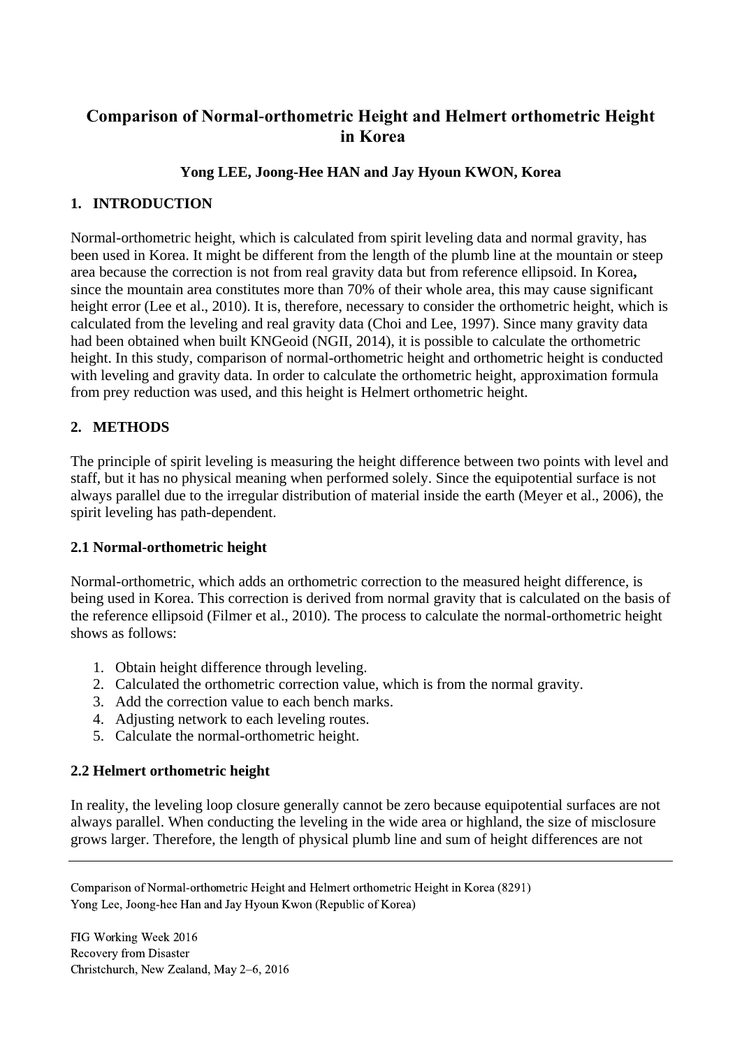# Comparison of Normal-orthometric Height and Helmert orthometric Height in Korea

**Yong LEE, Joong-Hee HAN and Jay Hyoun KWON, Korea**

## 1. INTRODUCTION

Normal-orthometric height, which is calculated from spirit leveling data and normal gravity, has been used in Korea. It might be different from the length of the plumb line at the mountain or steep area because the correction is not from real gravity data but from reference ellipsoid. In Korea**,** since the mountain area constitutes more than 70% of their whole area, this may cause significant height error (Lee et al., 2010). It is, therefore, necessary to consider the orthometric height, which is calculated from the leveling and real gravity data (Choi and Lee, 1997). Since many gravity data had been obtained when built KNGeoid (NGII, 2014), it is possible to calculate the orthometric height. In this study, comparison of normal-orthometric height and orthometric height is conducted with leveling and gravity data. In order to calculate the orthometric height, approximation formula from prey reduction was used, and this height is Helmert orthometric height.

## 2. METHODS

The principle of spirit leveling is measuring the height difference between two points with level and staff, but it has no physical meaning when performed solely. Since the equipotential surface is not always parallel due to the irregular distribution of material inside the earth (Meyer et al., 2006), the spirit leveling has path-dependent.

### 2.1 Normal-orthometric height

Normal-orthometric, which adds an orthometric correction to the measured height difference, is being used in Korea. This correction is derived from normal gravity that is calculated on the basis of the reference ellipsoid (Filmer et al., 2010). The process to calculate the normal-orthometric height shows as follows:

1. Obtain height difference through leveling.
2. Calculated the orthometric correction value, which is from the normal gravity.
3. Add the correction value to each bench marks.
4. Adjusting network to each leveling routes.
5. Calculate the normal-orthometric height.

### 2.2 Helmert orthometric height

In reality, the leveling loop closure generally cannot be zero because equipotential surfaces are not always parallel. When conducting the leveling in the wide area or highland, the size of misclosure grows larger. Therefore, the length of physical plumb line and sum of height differences are not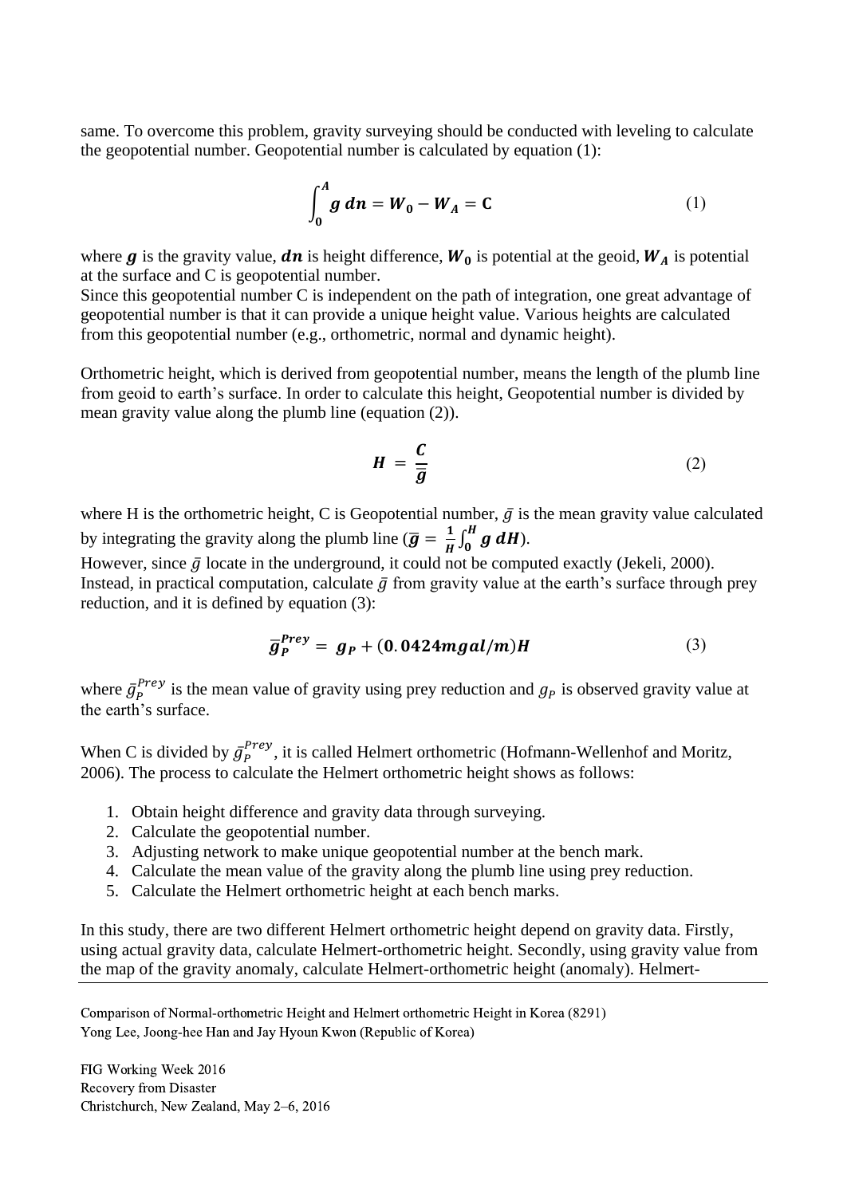same. To overcome this problem, gravity surveying should be conducted with leveling to calculate the geopotential number. Geopotential number is calculated by equation (1):

$$\int_{0}^{A} \boldsymbol{g}\, \boldsymbol{dn} = \boldsymbol{W_0} - \boldsymbol{W_A} = \mathbf{C} \tag{1}$$

where $\boldsymbol{g}$ is the gravity value, $\boldsymbol{dn}$ is height difference, $\boldsymbol{W_0}$ is potential at the geoid, $\boldsymbol{W_A}$ is potential at the surface and C is geopotential number.
Since this geopotential number C is independent on the path of integration, one great advantage of geopotential number is that it can provide a unique height value. Various heights are calculated from this geopotential number (e.g., orthometric, normal and dynamic height).

Orthometric height, which is derived from geopotential number, means the length of the plumb line from geoid to earth's surface. In order to calculate this height, Geopotential number is divided by mean gravity value along the plumb line (equation (2)).

$$\boldsymbol{H} = \frac{\boldsymbol{C}}{\bar{\boldsymbol{g}}} \tag{2}$$

where H is the orthometric height, C is Geopotential number, $\bar{g}$ is the mean gravity value calculated by integrating the gravity along the plumb line ($\bar{\boldsymbol{g}} = \frac{1}{H}\int_{0}^{H} \boldsymbol{g}\, \boldsymbol{dH}$).
However, since $\bar{g}$ locate in the underground, it could not be computed exactly (Jekeli, 2000). Instead, in practical computation, calculate $\bar{g}$ from gravity value at the earth's surface through prey reduction, and it is defined by equation (3):

$$\bar{\boldsymbol{g}}_{\boldsymbol{P}}^{\boldsymbol{Prey}} = \boldsymbol{g_P} + (\mathbf{0.0424}\boldsymbol{mgal/m})\boldsymbol{H} \tag{3}$$

where $\bar{g}_P^{Prey}$ is the mean value of gravity using prey reduction and $g_P$ is observed gravity value at the earth's surface.

When C is divided by $\bar{g}_P^{Prey}$, it is called Helmert orthometric (Hofmann-Wellenhof and Moritz, 2006). The process to calculate the Helmert orthometric height shows as follows:

1. Obtain height difference and gravity data through surveying.
2. Calculate the geopotential number.
3. Adjusting network to make unique geopotential number at the bench mark.
4. Calculate the mean value of the gravity along the plumb line using prey reduction.
5. Calculate the Helmert orthometric height at each bench marks.

In this study, there are two different Helmert orthometric height depend on gravity data. Firstly, using actual gravity data, calculate Helmert-orthometric height. Secondly, using gravity value from the map of the gravity anomaly, calculate Helmert-orthometric height (anomaly). Helmert-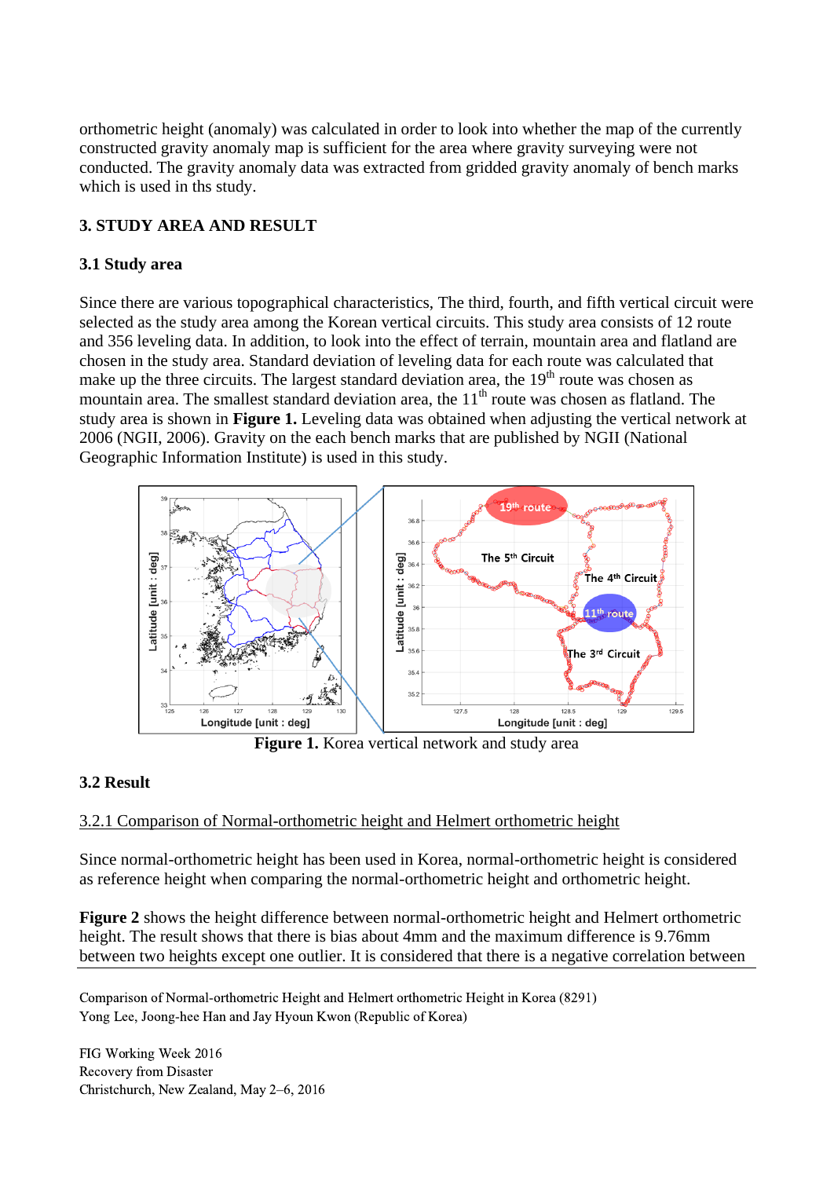orthometric height (anomaly) was calculated in order to look into whether the map of the currently constructed gravity anomaly map is sufficient for the area where gravity surveying were not conducted. The gravity anomaly data was extracted from gridded gravity anomaly of bench marks which is used in ths study.

## 3. STUDY AREA AND RESULT

### 3.1 Study area

Since there are various topographical characteristics, The third, fourth, and fifth vertical circuit were selected as the study area among the Korean vertical circuits. This study area consists of 12 route and 356 leveling data. In addition, to look into the effect of terrain, mountain area and flatland are chosen in the study area. Standard deviation of leveling data for each route was calculated that make up the three circuits. The largest standard deviation area, the 19th route was chosen as mountain area. The smallest standard deviation area, the 11th route was chosen as flatland. The study area is shown in **Figure 1.** Leveling data was obtained when adjusting the vertical network at 2006 (NGII, 2006). Gravity on the each bench marks that are published by NGII (National Geographic Information Institute) is used in this study.

**Figure 1.** Korea vertical network and study area

### 3.2 Result

3.2.1 Comparison of Normal-orthometric height and Helmert orthometric height

Since normal-orthometric height has been used in Korea, normal-orthometric height is considered as reference height when comparing the normal-orthometric height and orthometric height.

**Figure 2** shows the height difference between normal-orthometric height and Helmert orthometric height. The result shows that there is bias about 4mm and the maximum difference is 9.76mm between two heights except one outlier. It is considered that there is a negative correlation between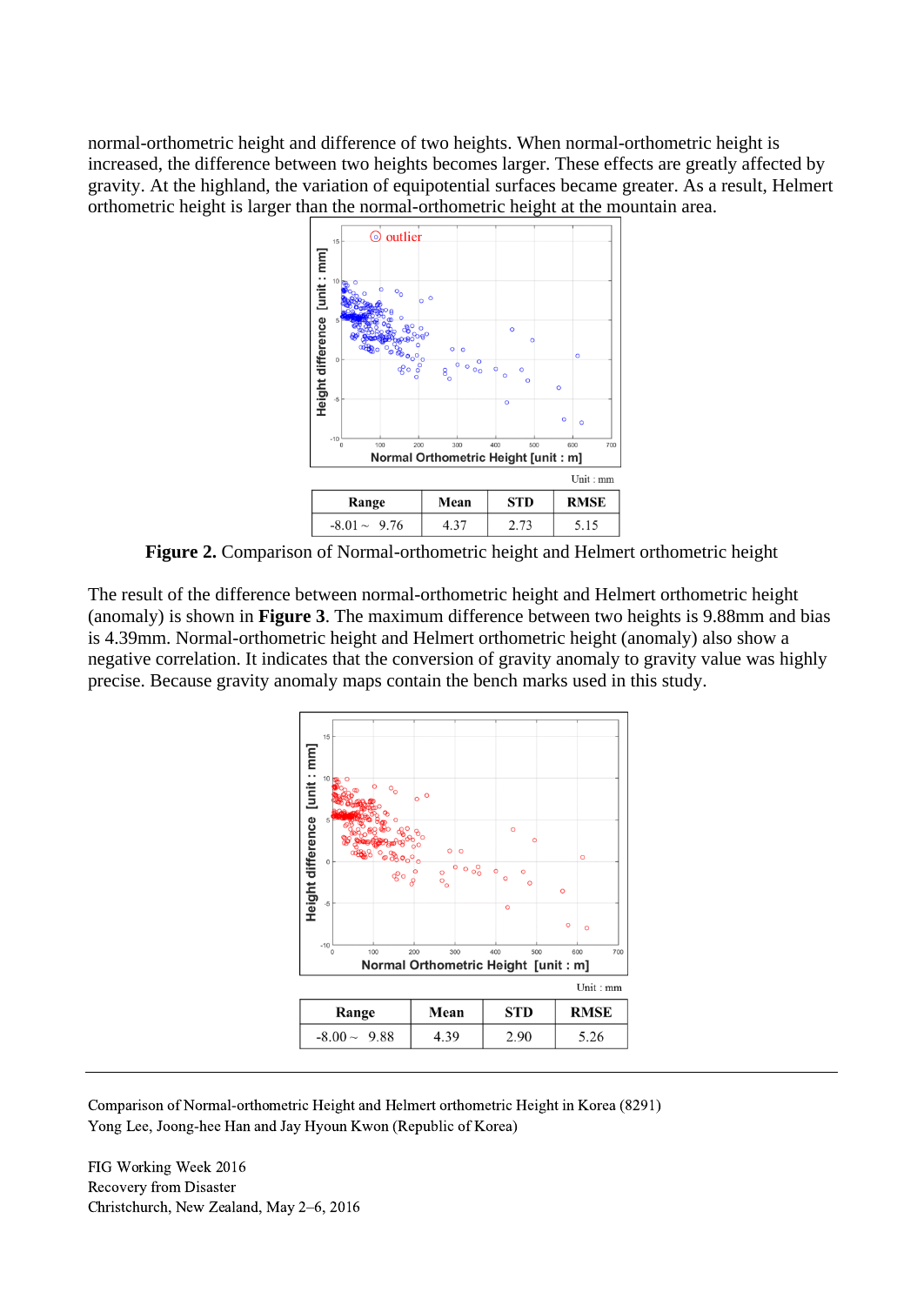normal-orthometric height and difference of two heights. When normal-orthometric height is increased, the difference between two heights becomes larger. These effects are greatly affected by gravity. At the highland, the variation of equipotential surfaces became greater. As a result, Helmert orthometric height is larger than the normal-orthometric height at the mountain area.

Unit : mm

| Range | Mean | STD | RMSE |
|---|---|---|---|
| -8.01 ~ 9.76 | 4.37 | 2.73 | 5.15 |

**Figure 2.** Comparison of Normal-orthometric height and Helmert orthometric height

The result of the difference between normal-orthometric height and Helmert orthometric height (anomaly) is shown in **Figure 3**. The maximum difference between two heights is 9.88mm and bias is 4.39mm. Normal-orthometric height and Helmert orthometric height (anomaly) also show a negative correlation. It indicates that the conversion of gravity anomaly to gravity value was highly precise. Because gravity anomaly maps contain the bench marks used in this study.

Unit : mm

| Range | Mean | STD | RMSE |
|---|---|---|---|
| -8.00 ~ 9.88 | 4.39 | 2.90 | 5.26 |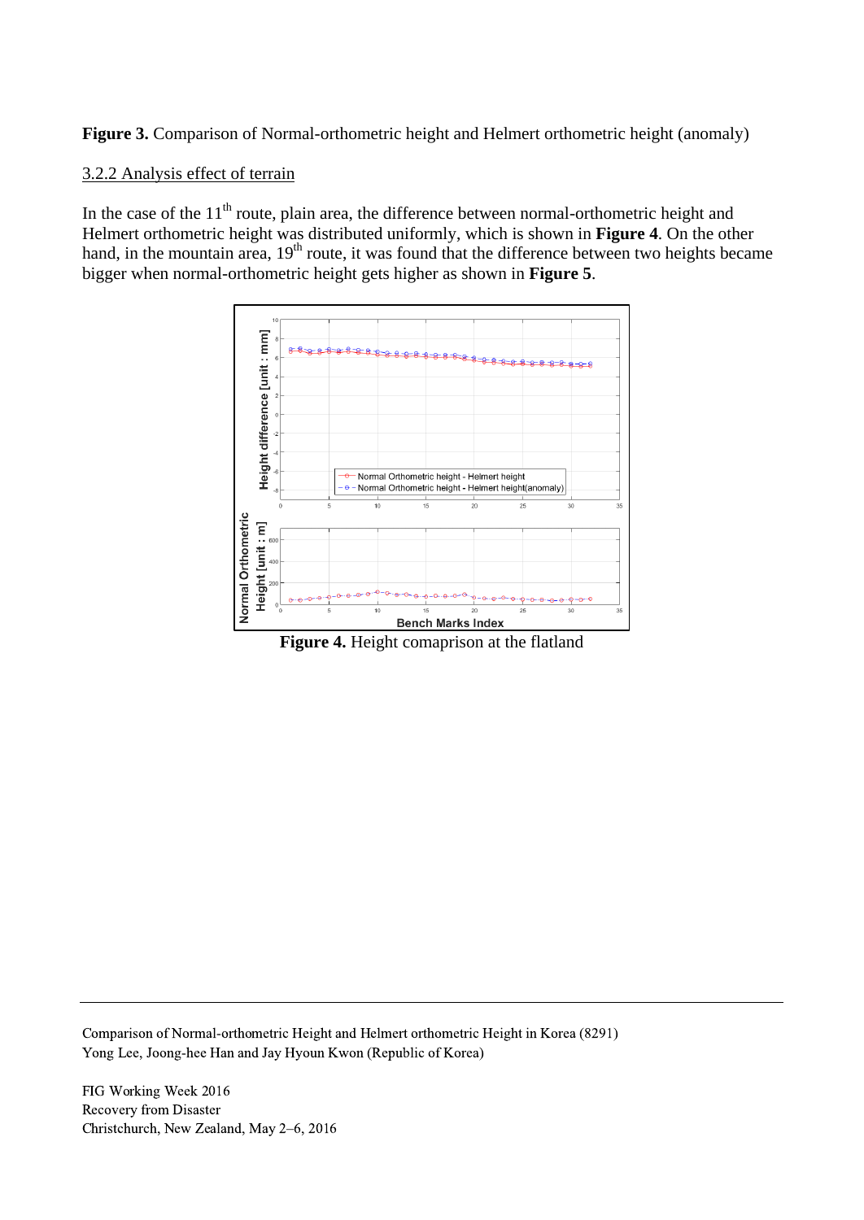**Figure 3.** Comparison of Normal-orthometric height and Helmert orthometric height (anomaly)

### 3.2.2 Analysis effect of terrain

In the case of the 11th route, plain area, the difference between normal-orthometric height and Helmert orthometric height was distributed uniformly, which is shown in **Figure 4**. On the other hand, in the mountain area, 19th route, it was found that the difference between two heights became bigger when normal-orthometric height gets higher as shown in **Figure 5**.

**Figure 4.** Height comaprison at the flatland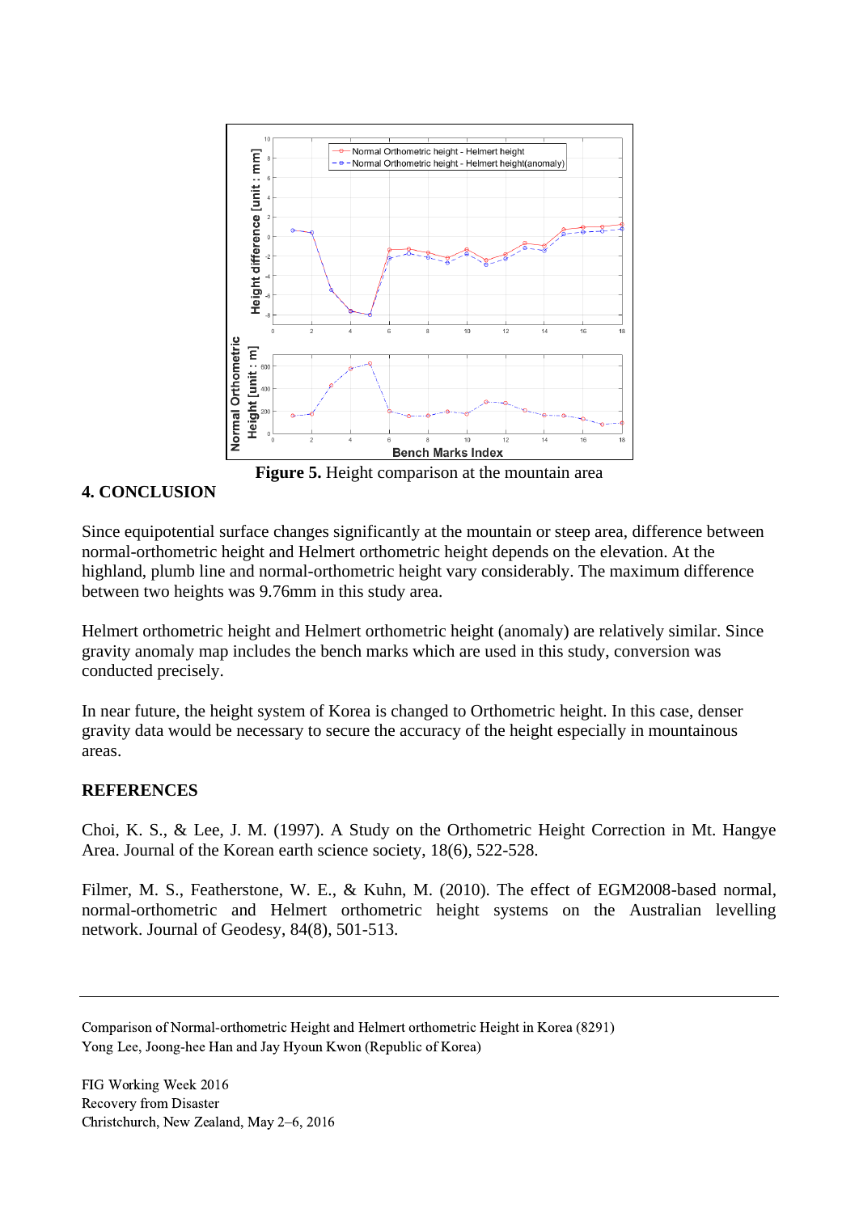**Figure 5.** Height comparison at the mountain area

## 4. CONCLUSION

Since equipotential surface changes significantly at the mountain or steep area, difference between normal-orthometric height and Helmert orthometric height depends on the elevation. At the highland, plumb line and normal-orthometric height vary considerably. The maximum difference between two heights was 9.76mm in this study area.

Helmert orthometric height and Helmert orthometric height (anomaly) are relatively similar. Since gravity anomaly map includes the bench marks which are used in this study, conversion was conducted precisely.

In near future, the height system of Korea is changed to Orthometric height. In this case, denser gravity data would be necessary to secure the accuracy of the height especially in mountainous areas.

## REFERENCES

Choi, K. S., & Lee, J. M. (1997). A Study on the Orthometric Height Correction in Mt. Hangye Area. Journal of the Korean earth science society, 18(6), 522-528.

Filmer, M. S., Featherstone, W. E., & Kuhn, M. (2010). The effect of EGM2008-based normal, normal-orthometric and Helmert orthometric height systems on the Australian levelling network. Journal of Geodesy, 84(8), 501-513.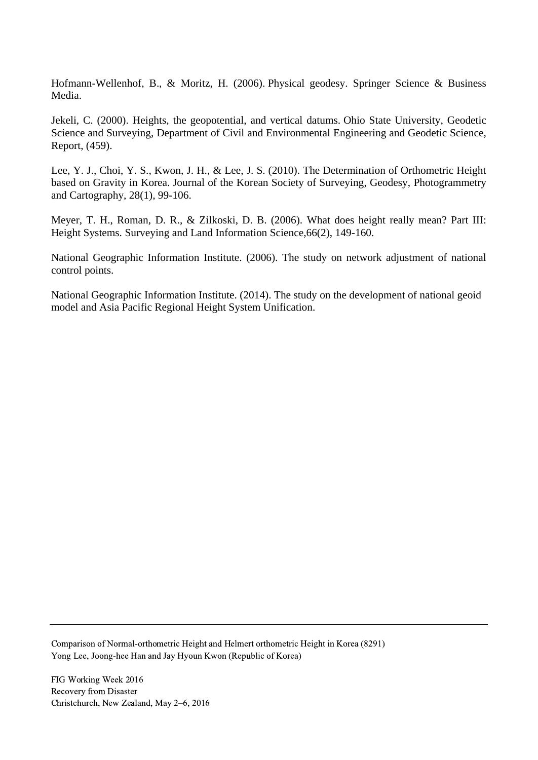Hofmann-Wellenhof, B., & Moritz, H. (2006). Physical geodesy. Springer Science & Business Media.

Jekeli, C. (2000). Heights, the geopotential, and vertical datums. Ohio State University, Geodetic Science and Surveying, Department of Civil and Environmental Engineering and Geodetic Science, Report, (459).

Lee, Y. J., Choi, Y. S., Kwon, J. H., & Lee, J. S. (2010). The Determination of Orthometric Height based on Gravity in Korea. Journal of the Korean Society of Surveying, Geodesy, Photogrammetry and Cartography, 28(1), 99-106.

Meyer, T. H., Roman, D. R., & Zilkoski, D. B. (2006). What does height really mean? Part III: Height Systems. Surveying and Land Information Science,66(2), 149-160.

National Geographic Information Institute. (2006). The study on network adjustment of national control points.

National Geographic Information Institute. (2014). The study on the development of national geoid model and Asia Pacific Regional Height System Unification.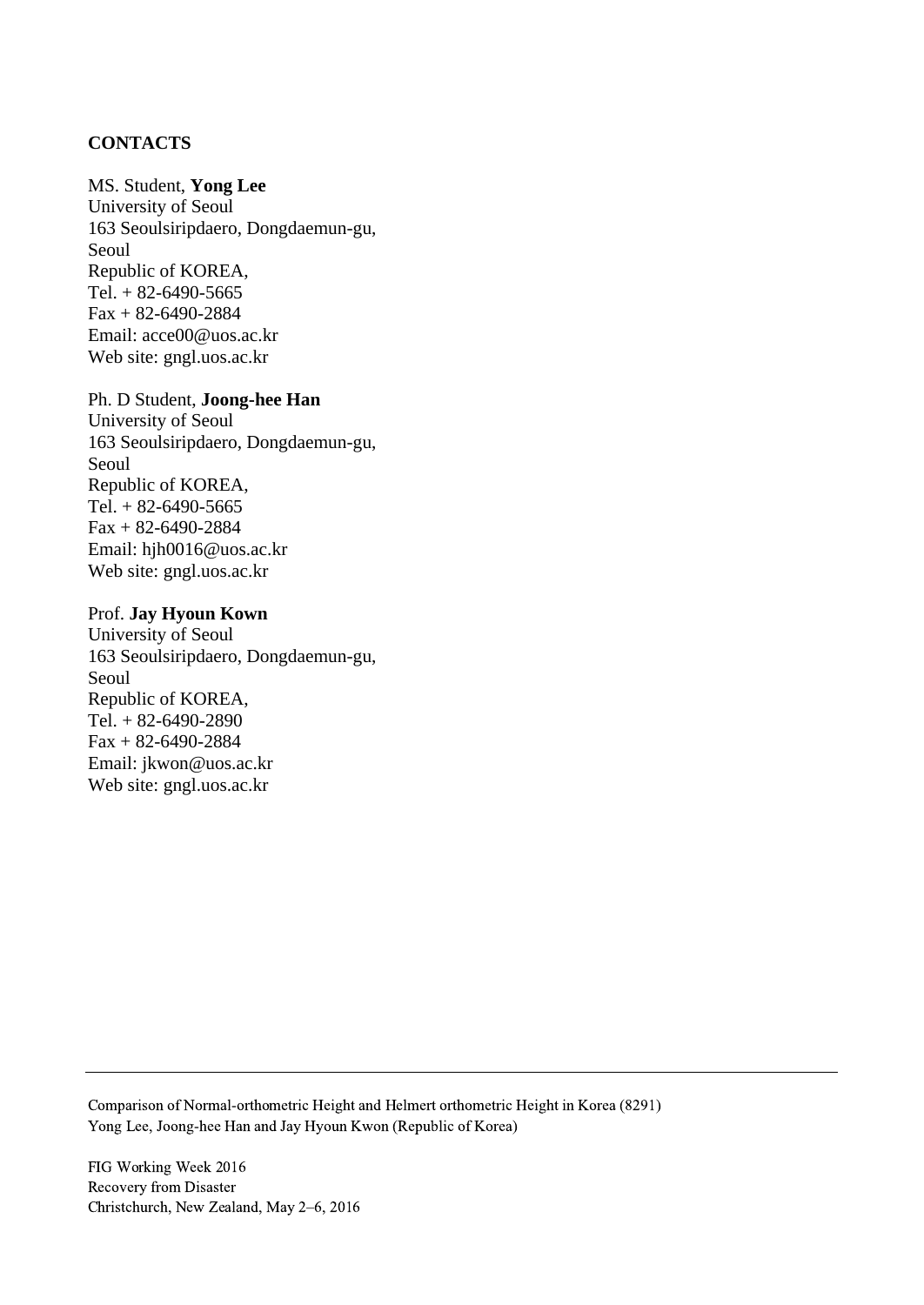**CONTACTS**

MS. Student, **Yong Lee**
University of Seoul
163 Seoulsiripdaero, Dongdaemun-gu,
Seoul
Republic of KOREA,
Tel. + 82-6490-5665
Fax + 82-6490-2884
Email: acce00@uos.ac.kr
Web site: gngl.uos.ac.kr

Ph. D Student, **Joong-hee Han**
University of Seoul
163 Seoulsiripdaero, Dongdaemun-gu,
Seoul
Republic of KOREA,
Tel. + 82-6490-5665
Fax + 82-6490-2884
Email: hjh0016@uos.ac.kr
Web site: gngl.uos.ac.kr

Prof. **Jay Hyoun Kown**
University of Seoul
163 Seoulsiripdaero, Dongdaemun-gu,
Seoul
Republic of KOREA,
Tel. + 82-6490-2890
Fax + 82-6490-2884
Email: jkwon@uos.ac.kr
Web site: gngl.uos.ac.kr